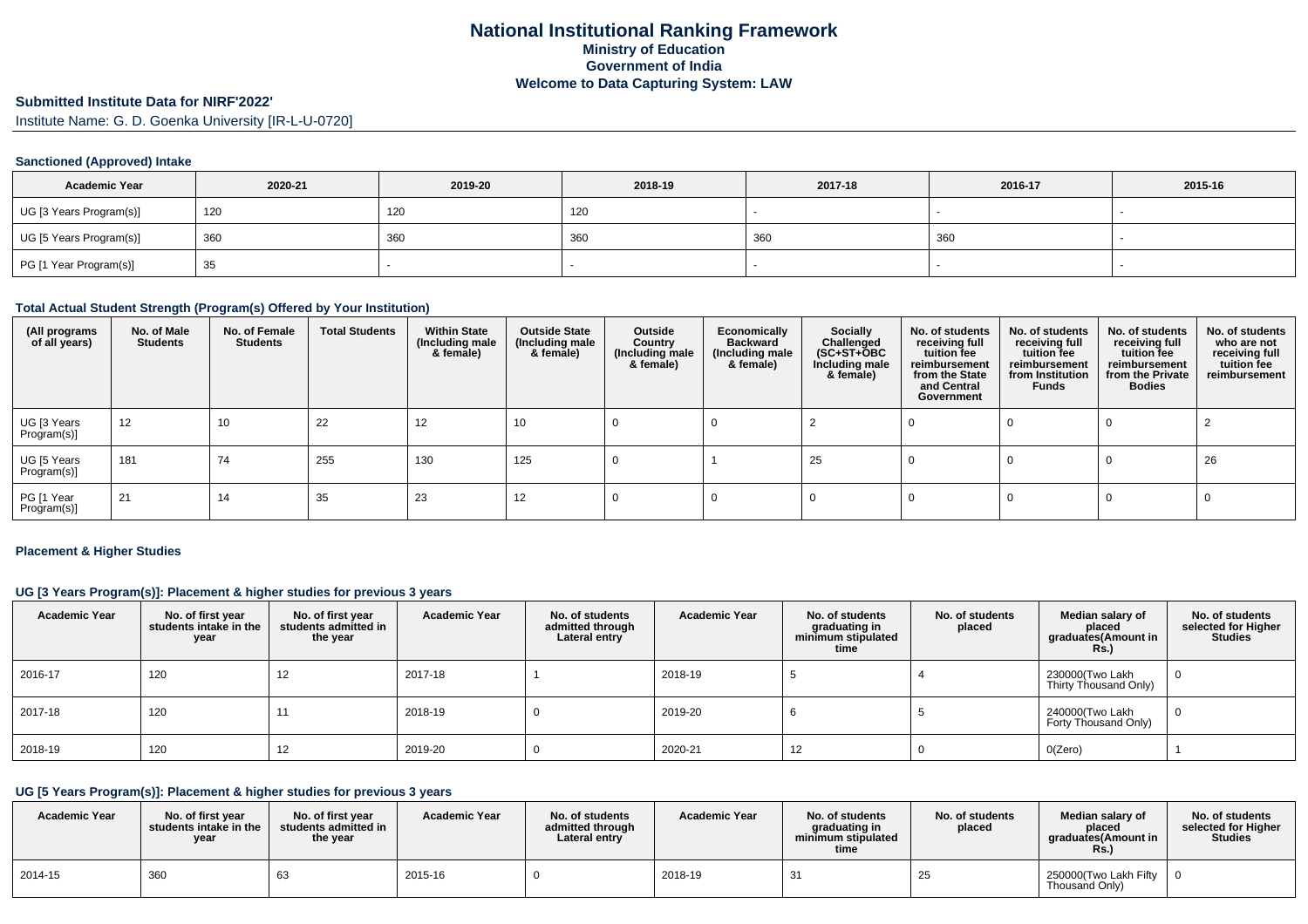# National Institutional Ranking Framework
## Ministry of Education
## Government of India
## Welcome to Data Capturing System: LAW

### Submitted Institute Data for NIRF'2022'

Institute Name: G. D. Goenka University [IR-L-U-0720]

#### Sanctioned (Approved) Intake

| Academic Year | 2020-21 | 2019-20 | 2018-19 | 2017-18 | 2016-17 | 2015-16 |
|---|---|---|---|---|---|---|
| UG [3 Years Program(s)] | 120 | 120 | 120 | - | - | - |
| UG [5 Years Program(s)] | 360 | 360 | 360 | 360 | 360 | - |
| PG [1 Year Program(s)] | 35 | - | - | - | - | - |

#### Total Actual Student Strength (Program(s) Offered by Your Institution)

| (All programs of all years) | No. of Male Students | No. of Female Students | Total Students | Within State (Including male & female) | Outside State (Including male & female) | Outside Country (Including male & female) | Economically Backward (Including male & female) | Socially Challenged (SC+ST+OBC Including male & female) | No. of students receiving full tuition fee reimbursement from the State and Central Government | No. of students receiving full tuition fee reimbursement from Institution Funds | No. of students receiving full tuition fee reimbursement from the Private Bodies | No. of students who are not receiving full tuition fee reimbursement |
|---|---|---|---|---|---|---|---|---|---|---|---|---|
| UG [3 Years Program(s)] | 12 | 10 | 22 | 12 | 10 | 0 | 0 | 2 | 0 | 0 | 0 | 2 |
| UG [5 Years Program(s)] | 181 | 74 | 255 | 130 | 125 | 0 | 1 | 25 | 0 | 0 | 0 | 26 |
| PG [1 Year Program(s)] | 21 | 14 | 35 | 23 | 12 | 0 | 0 | 0 | 0 | 0 | 0 | 0 |

#### Placement & Higher Studies

#### UG [3 Years Program(s)]: Placement & higher studies for previous 3 years

| Academic Year | No. of first year students intake in the year | No. of first year students admitted in the year | Academic Year | No. of students admitted through Lateral entry | Academic Year | No. of students graduating in minimum stipulated time | No. of students placed | Median salary of placed graduates(Amount in Rs.) | No. of students selected for Higher Studies |
|---|---|---|---|---|---|---|---|---|---|
| 2016-17 | 120 | 12 | 2017-18 | 1 | 2018-19 | 5 | 4 | 230000(Two Lakh Thirty Thousand Only) | 0 |
| 2017-18 | 120 | 11 | 2018-19 | 0 | 2019-20 | 6 | 5 | 240000(Two Lakh Forty Thousand Only) | 0 |
| 2018-19 | 120 | 12 | 2019-20 | 0 | 2020-21 | 12 | 0 | 0(Zero) | 1 |

#### UG [5 Years Program(s)]: Placement & higher studies for previous 3 years

| Academic Year | No. of first year students intake in the year | No. of first year students admitted in the year | Academic Year | No. of students admitted through Lateral entry | Academic Year | No. of students graduating in minimum stipulated time | No. of students placed | Median salary of placed graduates(Amount in Rs.) | No. of students selected for Higher Studies |
|---|---|---|---|---|---|---|---|---|---|
| 2014-15 | 360 | 63 | 2015-16 | 0 | 2018-19 | 31 | 25 | 250000(Two Lakh Fifty Thousand Only) | 0 |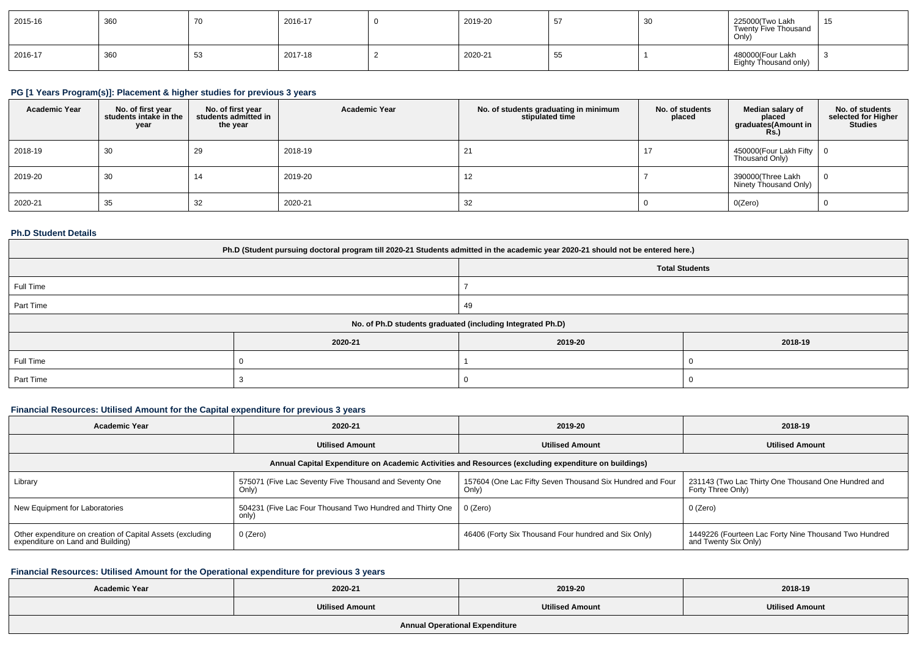| 2015-16 | 360 | 70 | 2016-17 | 0 | 2019-20 | 57 | 30 | 225000(Two Lakh Twenty Five Thousand Only) | 15 |
|---|---|---|---|---|---|---|---|---|---|
| 2016-17 | 360 | 53 | 2017-18 | 2 | 2020-21 | 55 | 1 | 480000(Four Lakh Eighty Thousand only) | 3 |

### PG [1 Years Program(s)]: Placement & higher studies for previous 3 years

| Academic Year | No. of first year students intake in the year | No. of first year students admitted in the year | Academic Year | No. of students graduating in minimum stipulated time | No. of students placed | Median salary of placed graduates(Amount in Rs.) | No. of students selected for Higher Studies |
|---|---|---|---|---|---|---|---|
| 2018-19 | 30 | 29 | 2018-19 | 21 | 17 | 450000(Four Lakh Fifty Thousand Only) | 0 |
| 2019-20 | 30 | 14 | 2019-20 | 12 | 7 | 390000(Three Lakh Ninety Thousand Only) | 0 |
| 2020-21 | 35 | 32 | 2020-21 | 32 | 0 | 0(Zero) | 0 |

### Ph.D Student Details

| Ph.D (Student pursuing doctoral program till 2020-21 Students admitted in the academic year 2020-21 should not be entered here.) | |
|---|---|
| | Total Students |
| Full Time | 7 |
| Part Time | 49 |

| No. of Ph.D students graduated (including Integrated Ph.D) | | | |
|---|---|---|---|
| | 2020-21 | 2019-20 | 2018-19 |
| Full Time | 0 | 1 | 0 |
| Part Time | 3 | 0 | 0 |

### Financial Resources: Utilised Amount for the Capital expenditure for previous 3 years

| Academic Year | 2020-21 | 2019-20 | 2018-19 |
|---|---|---|---|
| | Utilised Amount | Utilised Amount | Utilised Amount |
| Annual Capital Expenditure on Academic Activities and Resources (excluding expenditure on buildings) | | | |
| Library | 575071 (Five Lac Seventy Five Thousand and Seventy One Only) | 157604 (One Lac Fifty Seven Thousand Six Hundred and Four Only) | 231143 (Two Lac Thirty One Thousand One Hundred and Forty Three Only) |
| New Equipment for Laboratories | 504231 (Five Lac Four Thousand Two Hundred and Thirty One only) | 0 (Zero) | 0 (Zero) |
| Other expenditure on creation of Capital Assets (excluding expenditure on Land and Building) | 0 (Zero) | 46406 (Forty Six Thousand Four hundred and Six Only) | 1449226 (Fourteen Lac Forty Nine Thousand Two Hundred and Twenty Six Only) |

### Financial Resources: Utilised Amount for the Operational expenditure for previous 3 years

| Academic Year | 2020-21 | 2019-20 | 2018-19 |
|---|---|---|---|
| | Utilised Amount | Utilised Amount | Utilised Amount |
| Annual Operational Expenditure | | | |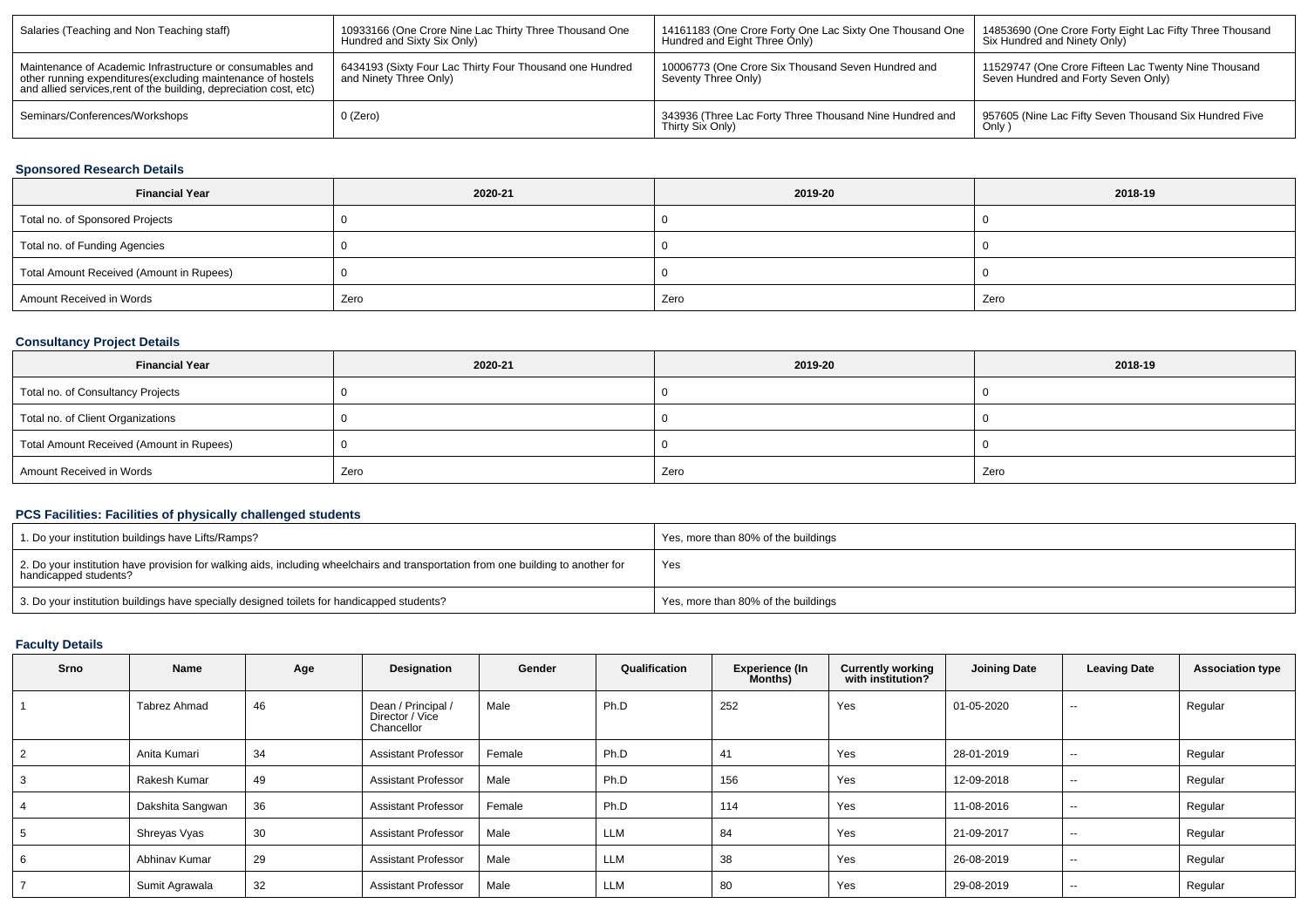| Salaries (Teaching and Non Teaching staff) | 10933166 (One Crore Nine Lac Thirty Three Thousand One Hundred and Sixty Six Only) | 14161183 (One Crore Forty One Lac Sixty One Thousand One Hundred and Eight Three Only) | 14853690 (One Crore Forty Eight Lac Fifty Three Thousand Six Hundred and Ninety Only) |
|---|---|---|---|
| Maintenance of Academic Infrastructure or consumables and other running expenditures(excluding maintenance of hostels and allied services,rent of the building, depreciation cost, etc) | 6434193 (Sixty Four Lac Thirty Four Thousand one Hundred and Ninety Three Only) | 10006773 (One Crore Six Thousand Seven Hundred and Seventy Three Only) | 11529747 (One Crore Fifteen Lac Twenty Nine Thousand Seven Hundred and Forty Seven Only) |
| Seminars/Conferences/Workshops | 0 (Zero) | 343936 (Three Lac Forty Three Thousand Nine Hundred and Thirty Six Only) | 957605 (Nine Lac Fifty Seven Thousand Six Hundred Five Only ) |

### Sponsored Research Details

| Financial Year | 2020-21 | 2019-20 | 2018-19 |
|---|---|---|---|
| Total no. of Sponsored Projects | 0 | 0 | 0 |
| Total no. of Funding Agencies | 0 | 0 | 0 |
| Total Amount Received (Amount in Rupees) | 0 | 0 | 0 |
| Amount Received in Words | Zero | Zero | Zero |

### Consultancy Project Details

| Financial Year | 2020-21 | 2019-20 | 2018-19 |
|---|---|---|---|
| Total no. of Consultancy Projects | 0 | 0 | 0 |
| Total no. of Client Organizations | 0 | 0 | 0 |
| Total Amount Received (Amount in Rupees) | 0 | 0 | 0 |
| Amount Received in Words | Zero | Zero | Zero |

### PCS Facilities: Facilities of physically challenged students

| | |
|---|---|
| 1. Do your institution buildings have Lifts/Ramps? | Yes, more than 80% of the buildings |
| 2. Do your institution have provision for walking aids, including wheelchairs and transportation from one building to another for handicapped students? | Yes |
| 3. Do your institution buildings have specially designed toilets for handicapped students? | Yes, more than 80% of the buildings |

### Faculty Details

| Srno | Name | Age | Designation | Gender | Qualification | Experience (In Months) | Currently working with institution? | Joining Date | Leaving Date | Association type |
|---|---|---|---|---|---|---|---|---|---|---|
| 1 | Tabrez Ahmad | 46 | Dean / Principal / Director / Vice Chancellor | Male | Ph.D | 252 | Yes | 01-05-2020 | -- | Regular |
| 2 | Anita Kumari | 34 | Assistant Professor | Female | Ph.D | 41 | Yes | 28-01-2019 | -- | Regular |
| 3 | Rakesh Kumar | 49 | Assistant Professor | Male | Ph.D | 156 | Yes | 12-09-2018 | -- | Regular |
| 4 | Dakshita Sangwan | 36 | Assistant Professor | Female | Ph.D | 114 | Yes | 11-08-2016 | -- | Regular |
| 5 | Shreyas Vyas | 30 | Assistant Professor | Male | LLM | 84 | Yes | 21-09-2017 | -- | Regular |
| 6 | Abhinav Kumar | 29 | Assistant Professor | Male | LLM | 38 | Yes | 26-08-2019 | -- | Regular |
| 7 | Sumit Agrawala | 32 | Assistant Professor | Male | LLM | 80 | Yes | 29-08-2019 | -- | Regular |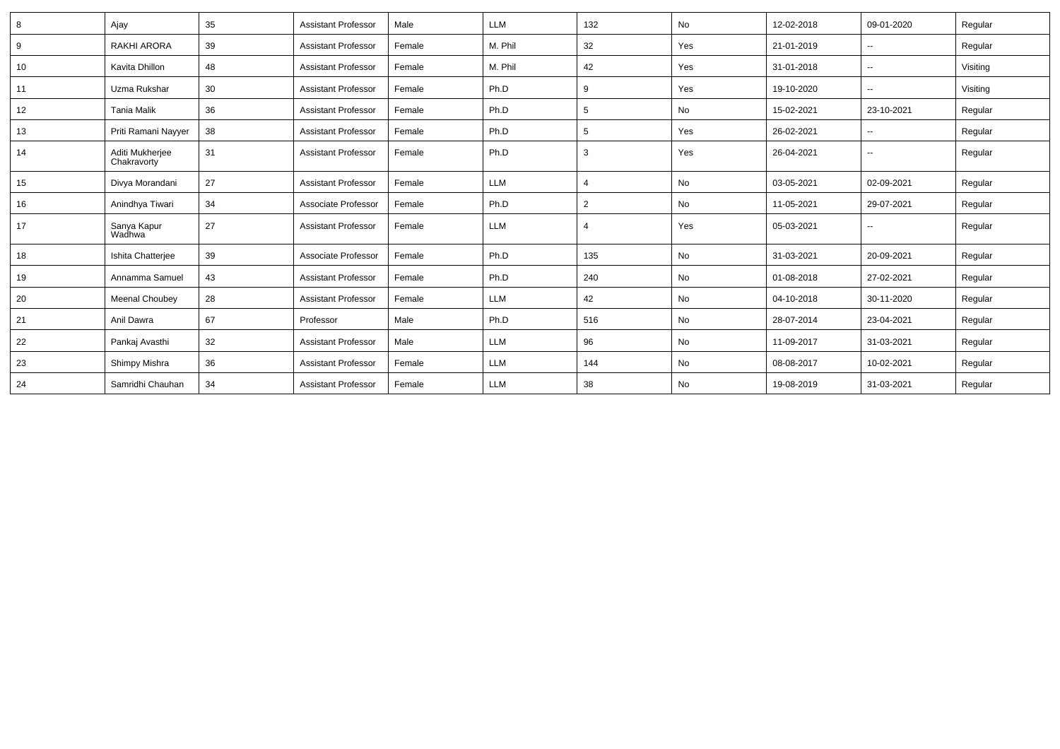| | | | | | | | | | | |
|---|---|---|---|---|---|---|---|---|---|---|
| 8 | Ajay | 35 | Assistant Professor | Male | LLM | 132 | No | 12-02-2018 | 09-01-2020 | Regular |
| 9 | RAKHI ARORA | 39 | Assistant Professor | Female | M. Phil | 32 | Yes | 21-01-2019 | -- | Regular |
| 10 | Kavita Dhillon | 48 | Assistant Professor | Female | M. Phil | 42 | Yes | 31-01-2018 | -- | Visiting |
| 11 | Uzma Rukshar | 30 | Assistant Professor | Female | Ph.D | 9 | Yes | 19-10-2020 | -- | Visiting |
| 12 | Tania Malik | 36 | Assistant Professor | Female | Ph.D | 5 | No | 15-02-2021 | 23-10-2021 | Regular |
| 13 | Priti Ramani Nayyer | 38 | Assistant Professor | Female | Ph.D | 5 | Yes | 26-02-2021 | -- | Regular |
| 14 | Aditi Mukherjee Chakravorty | 31 | Assistant Professor | Female | Ph.D | 3 | Yes | 26-04-2021 | -- | Regular |
| 15 | Divya Morandani | 27 | Assistant Professor | Female | LLM | 4 | No | 03-05-2021 | 02-09-2021 | Regular |
| 16 | Anindhya Tiwari | 34 | Associate Professor | Female | Ph.D | 2 | No | 11-05-2021 | 29-07-2021 | Regular |
| 17 | Sanya Kapur Wadhwa | 27 | Assistant Professor | Female | LLM | 4 | Yes | 05-03-2021 | -- | Regular |
| 18 | Ishita Chatterjee | 39 | Associate Professor | Female | Ph.D | 135 | No | 31-03-2021 | 20-09-2021 | Regular |
| 19 | Annamma Samuel | 43 | Assistant Professor | Female | Ph.D | 240 | No | 01-08-2018 | 27-02-2021 | Regular |
| 20 | Meenal Choubey | 28 | Assistant Professor | Female | LLM | 42 | No | 04-10-2018 | 30-11-2020 | Regular |
| 21 | Anil Dawra | 67 | Professor | Male | Ph.D | 516 | No | 28-07-2014 | 23-04-2021 | Regular |
| 22 | Pankaj Avasthi | 32 | Assistant Professor | Male | LLM | 96 | No | 11-09-2017 | 31-03-2021 | Regular |
| 23 | Shimpy Mishra | 36 | Assistant Professor | Female | LLM | 144 | No | 08-08-2017 | 10-02-2021 | Regular |
| 24 | Samridhi Chauhan | 34 | Assistant Professor | Female | LLM | 38 | No | 19-08-2019 | 31-03-2021 | Regular |